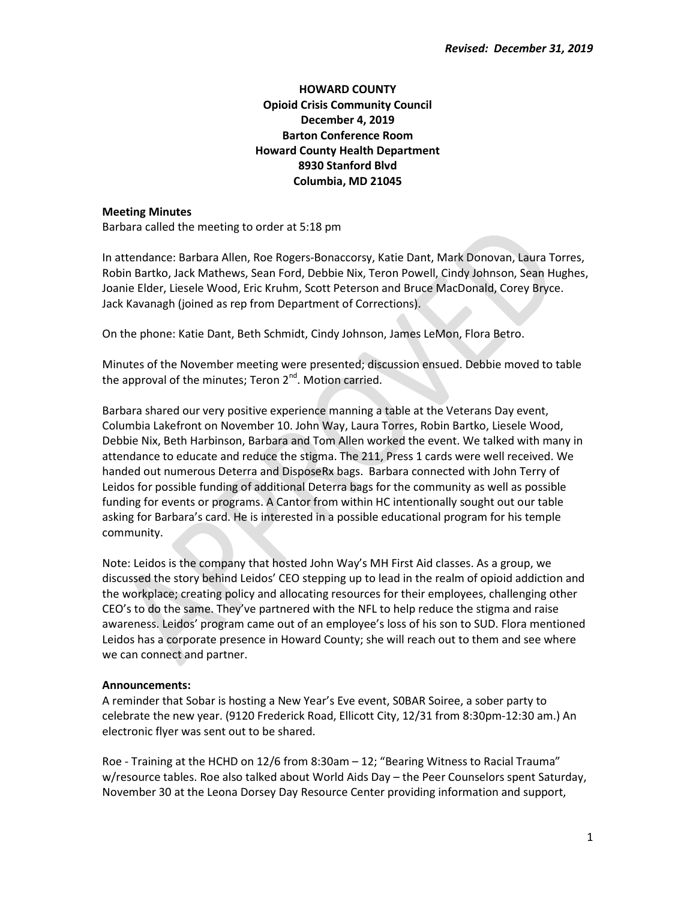***Revised: December 31, 2019***

**HOWARD COUNTY**
**Opioid Crisis Community Council**
**December 4, 2019**
**Barton Conference Room**
**Howard County Health Department**
**8930 Stanford Blvd**
**Columbia, MD 21045**

**Meeting Minutes**

Barbara called the meeting to order at 5:18 pm

In attendance: Barbara Allen, Roe Rogers-Bonaccorsy, Katie Dant, Mark Donovan, Laura Torres, Robin Bartko, Jack Mathews, Sean Ford, Debbie Nix, Teron Powell, Cindy Johnson, Sean Hughes, Joanie Elder, Liesele Wood, Eric Kruhm, Scott Peterson and Bruce MacDonald, Corey Bryce. Jack Kavanagh (joined as rep from Department of Corrections).

On the phone: Katie Dant, Beth Schmidt, Cindy Johnson, James LeMon, Flora Betro.

Minutes of the November meeting were presented; discussion ensued. Debbie moved to table the approval of the minutes; Teron 2nd. Motion carried.

Barbara shared our very positive experience manning a table at the Veterans Day event, Columbia Lakefront on November 10. John Way, Laura Torres, Robin Bartko, Liesele Wood, Debbie Nix, Beth Harbinson, Barbara and Tom Allen worked the event. We talked with many in attendance to educate and reduce the stigma. The 211, Press 1 cards were well received. We handed out numerous Deterra and DisposeRx bags. Barbara connected with John Terry of Leidos for possible funding of additional Deterra bags for the community as well as possible funding for events or programs. A Cantor from within HC intentionally sought out our table asking for Barbara's card. He is interested in a possible educational program for his temple community.

Note: Leidos is the company that hosted John Way's MH First Aid classes. As a group, we discussed the story behind Leidos' CEO stepping up to lead in the realm of opioid addiction and the workplace; creating policy and allocating resources for their employees, challenging other CEO's to do the same. They've partnered with the NFL to help reduce the stigma and raise awareness. Leidos' program came out of an employee's loss of his son to SUD. Flora mentioned Leidos has a corporate presence in Howard County; she will reach out to them and see where we can connect and partner.

**Announcements:**

A reminder that Sobar is hosting a New Year's Eve event, S0BAR Soiree, a sober party to celebrate the new year. (9120 Frederick Road, Ellicott City, 12/31 from 8:30pm-12:30 am.) An electronic flyer was sent out to be shared.

Roe - Training at the HCHD on 12/6 from 8:30am – 12; "Bearing Witness to Racial Trauma" w/resource tables. Roe also talked about World Aids Day – the Peer Counselors spent Saturday, November 30 at the Leona Dorsey Day Resource Center providing information and support,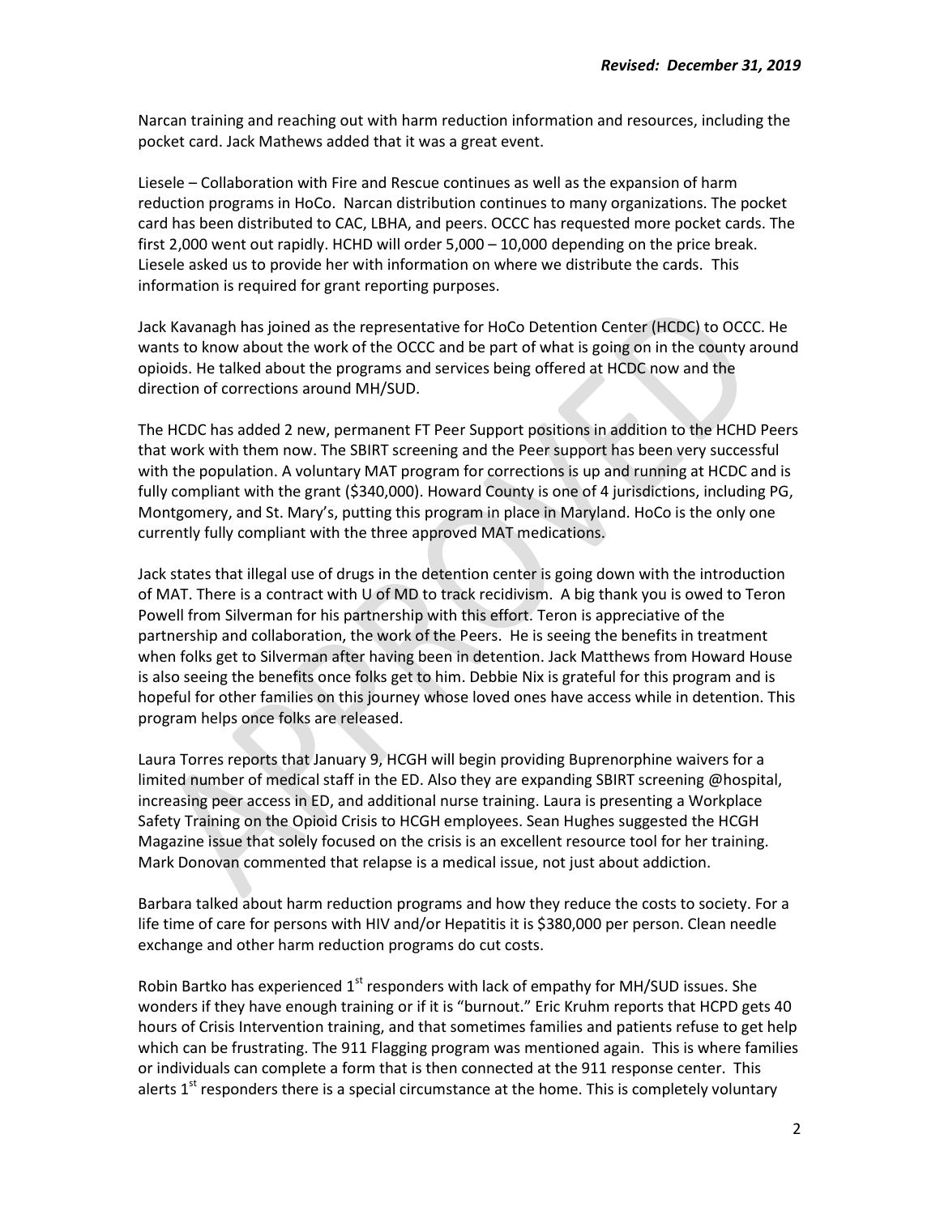Narcan training and reaching out with harm reduction information and resources, including the pocket card. Jack Mathews added that it was a great event.

Liesele – Collaboration with Fire and Rescue continues as well as the expansion of harm reduction programs in HoCo. Narcan distribution continues to many organizations. The pocket card has been distributed to CAC, LBHA, and peers. OCCC has requested more pocket cards. The first 2,000 went out rapidly. HCHD will order 5,000 – 10,000 depending on the price break. Liesele asked us to provide her with information on where we distribute the cards. This information is required for grant reporting purposes.

Jack Kavanagh has joined as the representative for HoCo Detention Center (HCDC) to OCCC. He wants to know about the work of the OCCC and be part of what is going on in the county around opioids. He talked about the programs and services being offered at HCDC now and the direction of corrections around MH/SUD.

The HCDC has added 2 new, permanent FT Peer Support positions in addition to the HCHD Peers that work with them now. The SBIRT screening and the Peer support has been very successful with the population. A voluntary MAT program for corrections is up and running at HCDC and is fully compliant with the grant ($340,000). Howard County is one of 4 jurisdictions, including PG, Montgomery, and St. Mary's, putting this program in place in Maryland. HoCo is the only one currently fully compliant with the three approved MAT medications.

Jack states that illegal use of drugs in the detention center is going down with the introduction of MAT. There is a contract with U of MD to track recidivism. A big thank you is owed to Teron Powell from Silverman for his partnership with this effort. Teron is appreciative of the partnership and collaboration, the work of the Peers. He is seeing the benefits in treatment when folks get to Silverman after having been in detention. Jack Matthews from Howard House is also seeing the benefits once folks get to him. Debbie Nix is grateful for this program and is hopeful for other families on this journey whose loved ones have access while in detention. This program helps once folks are released.

Laura Torres reports that January 9, HCGH will begin providing Buprenorphine waivers for a limited number of medical staff in the ED. Also they are expanding SBIRT screening @hospital, increasing peer access in ED, and additional nurse training. Laura is presenting a Workplace Safety Training on the Opioid Crisis to HCGH employees. Sean Hughes suggested the HCGH Magazine issue that solely focused on the crisis is an excellent resource tool for her training. Mark Donovan commented that relapse is a medical issue, not just about addiction.

Barbara talked about harm reduction programs and how they reduce the costs to society. For a life time of care for persons with HIV and/or Hepatitis it is $380,000 per person. Clean needle exchange and other harm reduction programs do cut costs.

Robin Bartko has experienced 1st responders with lack of empathy for MH/SUD issues. She wonders if they have enough training or if it is "burnout." Eric Kruhm reports that HCPD gets 40 hours of Crisis Intervention training, and that sometimes families and patients refuse to get help which can be frustrating. The 911 Flagging program was mentioned again. This is where families or individuals can complete a form that is then connected at the 911 response center. This alerts 1st responders there is a special circumstance at the home. This is completely voluntary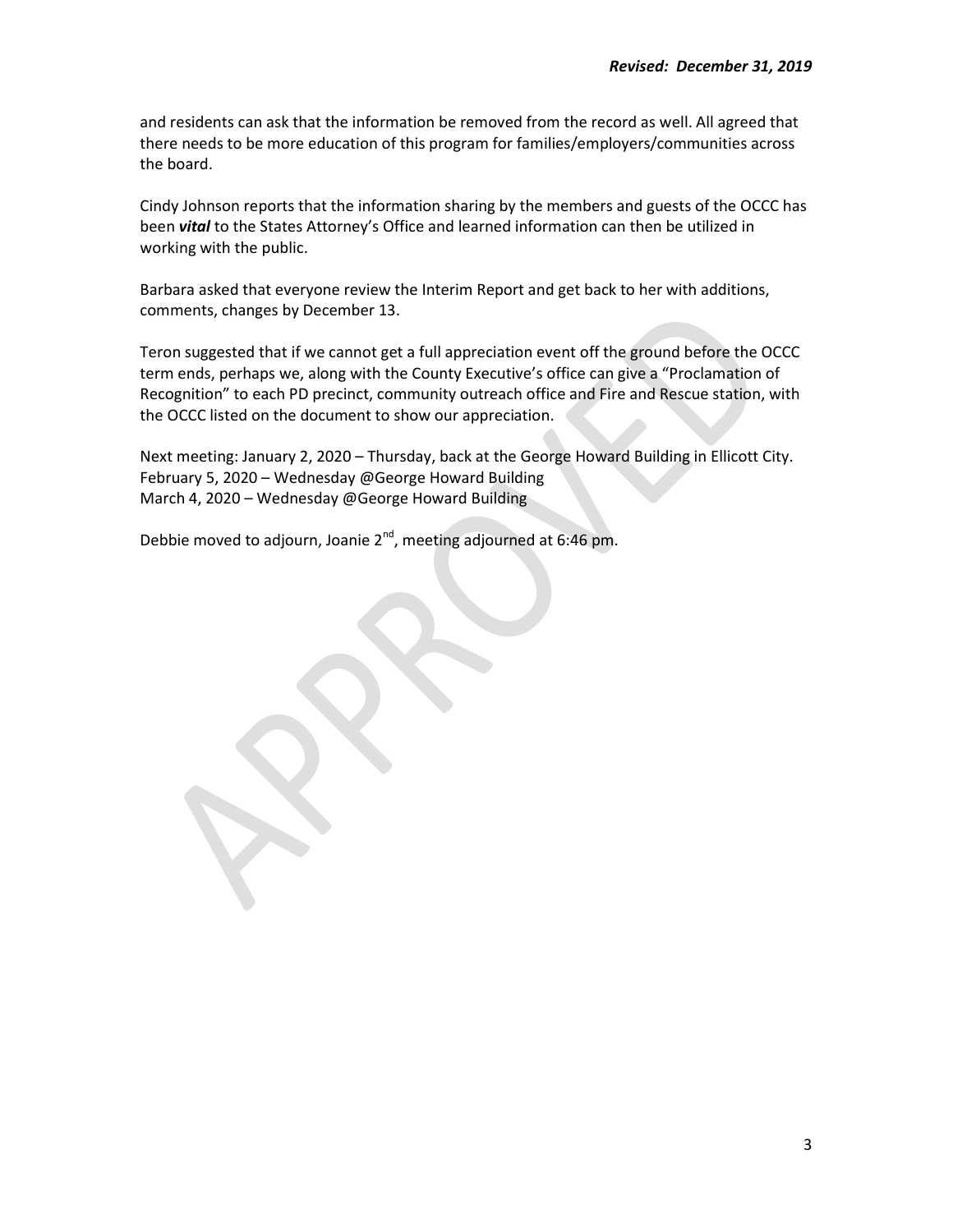***Revised: December 31, 2019***

and residents can ask that the information be removed from the record as well. All agreed that there needs to be more education of this program for families/employers/communities across the board.

Cindy Johnson reports that the information sharing by the members and guests of the OCCC has been ***vital*** to the States Attorney's Office and learned information can then be utilized in working with the public.

Barbara asked that everyone review the Interim Report and get back to her with additions, comments, changes by December 13.

Teron suggested that if we cannot get a full appreciation event off the ground before the OCCC term ends, perhaps we, along with the County Executive's office can give a "Proclamation of Recognition" to each PD precinct, community outreach office and Fire and Rescue station, with the OCCC listed on the document to show our appreciation.

Next meeting: January 2, 2020 – Thursday, back at the George Howard Building in Ellicott City.
February 5, 2020 – Wednesday @George Howard Building
March 4, 2020 – Wednesday @George Howard Building

Debbie moved to adjourn, Joanie 2nd, meeting adjourned at 6:46 pm.